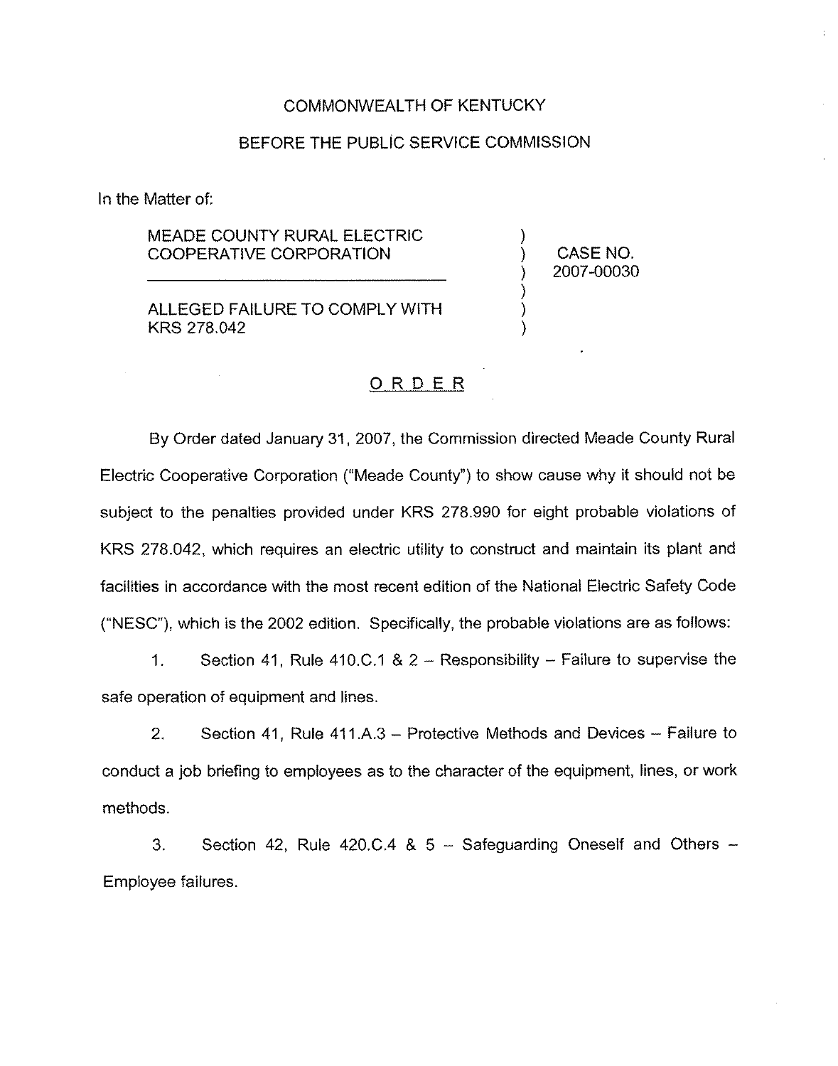COMMONWEALTH OF KENTUCKY

BEFORE THE PUBLIC SERVICE COMMISSION

In the Matter of:

| | | |
|---|---|---|
| MEADE COUNTY RURAL ELECTRIC COOPERATIVE CORPORATION | ) | CASE NO. 2007-00030 |
| ALLEGED FAILURE TO COMPLY WITH KRS 278.042 | ) | |

## ORDER

By Order dated January 31, 2007, the Commission directed Meade County Rural Electric Cooperative Corporation ("Meade County") to show cause why it should not be subject to the penalties provided under KRS 278.990 for eight probable violations of KRS 278.042, which requires an electric utility to construct and maintain its plant and facilities in accordance with the most recent edition of the National Electric Safety Code ("NESC"), which is the 2002 edition. Specifically, the probable violations are as follows:

1. Section 41, Rule 410.C.1 & 2 – Responsibility – Failure to supervise the safe operation of equipment and lines.

2. Section 41, Rule 411.A.3 – Protective Methods and Devices – Failure to conduct a job briefing to employees as to the character of the equipment, lines, or work methods.

3. Section 42, Rule 420.C.4 & 5 – Safeguarding Oneself and Others – Employee failures.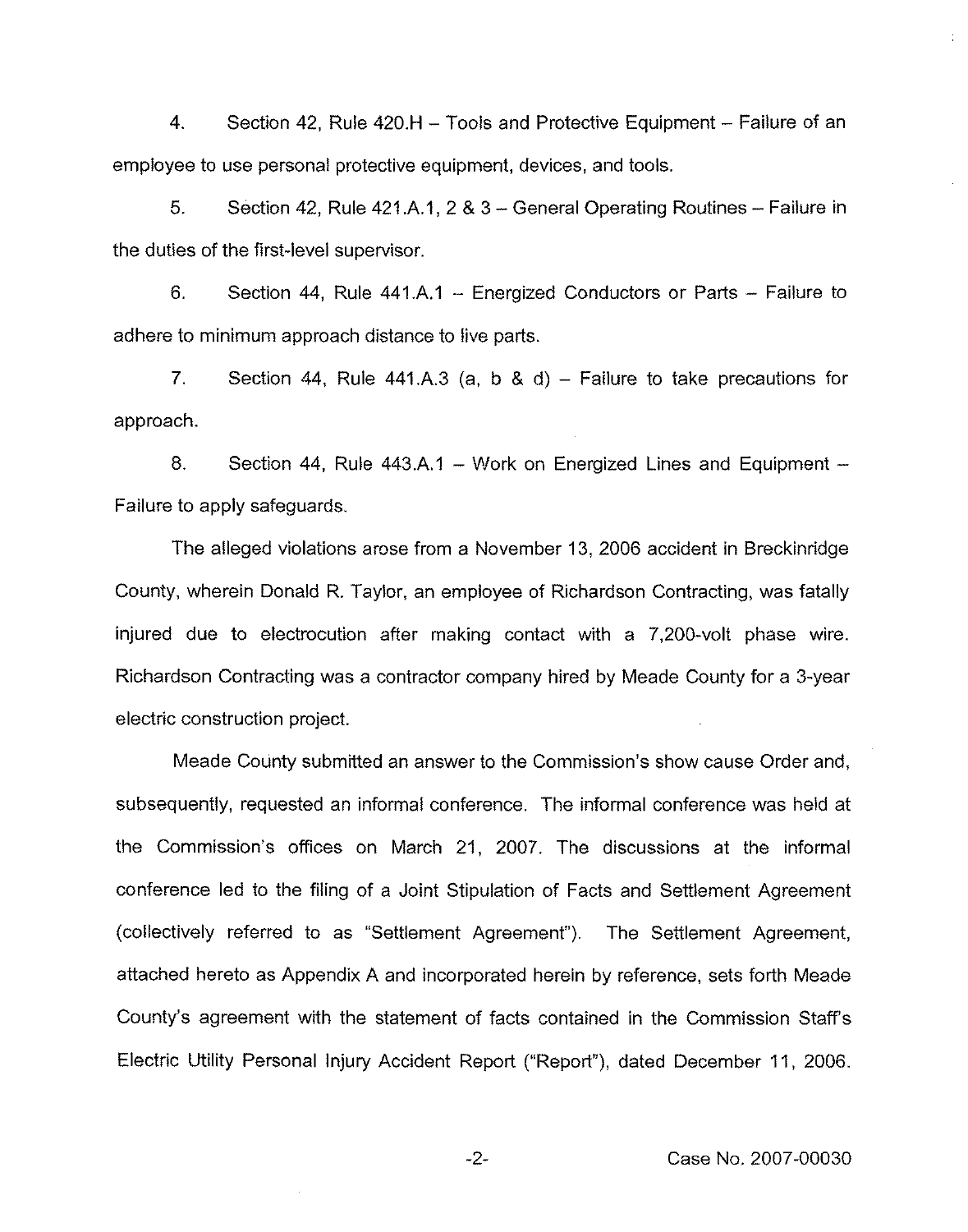4. Section 42, Rule 420.H – Tools and Protective Equipment – Failure of an employee to use personal protective equipment, devices, and tools.

5. Section 42, Rule 421.A.1, 2 & 3 – General Operating Routines – Failure in the duties of the first-level supervisor.

6. Section 44, Rule 441.A.1 – Energized Conductors or Parts – Failure to adhere to minimum approach distance to live parts.

7. Section 44, Rule 441.A.3 (a, b & d) – Failure to take precautions for approach.

8. Section 44, Rule 443.A.1 – Work on Energized Lines and Equipment – Failure to apply safeguards.

The alleged violations arose from a November 13, 2006 accident in Breckinridge County, wherein Donald R. Taylor, an employee of Richardson Contracting, was fatally injured due to electrocution after making contact with a 7,200-volt phase wire. Richardson Contracting was a contractor company hired by Meade County for a 3-year electric construction project.

Meade County submitted an answer to the Commission's show cause Order and, subsequently, requested an informal conference. The informal conference was held at the Commission's offices on March 21, 2007. The discussions at the informal conference led to the filing of a Joint Stipulation of Facts and Settlement Agreement (collectively referred to as "Settlement Agreement"). The Settlement Agreement, attached hereto as Appendix A and incorporated herein by reference, sets forth Meade County's agreement with the statement of facts contained in the Commission Staff's Electric Utility Personal Injury Accident Report ("Report"), dated December 11, 2006.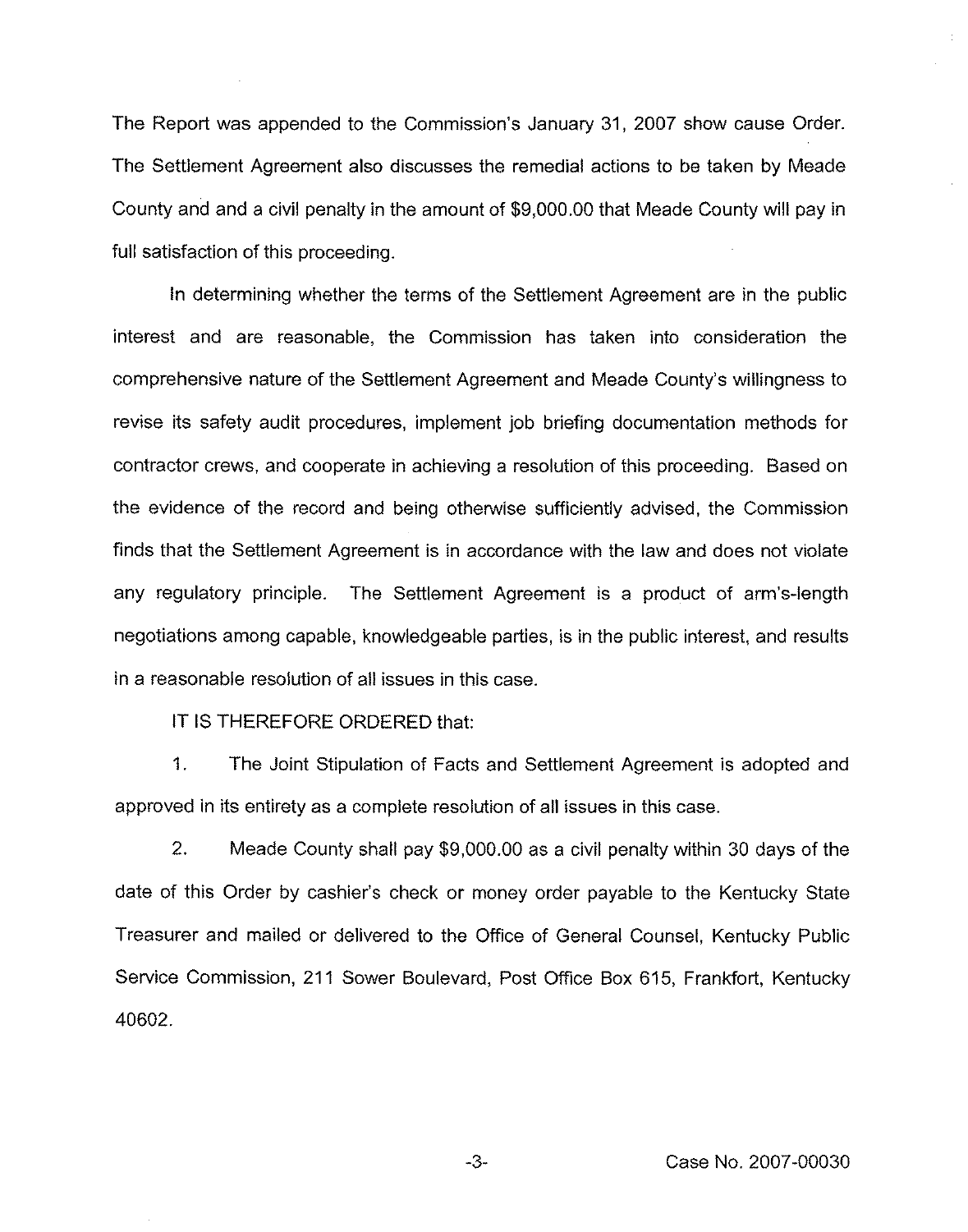The Report was appended to the Commission's January 31, 2007 show cause Order. The Settlement Agreement also discusses the remedial actions to be taken by Meade County and and a civil penalty in the amount of $9,000.00 that Meade County will pay in full satisfaction of this proceeding.

In determining whether the terms of the Settlement Agreement are in the public interest and are reasonable, the Commission has taken into consideration the comprehensive nature of the Settlement Agreement and Meade County's willingness to revise its safety audit procedures, implement job briefing documentation methods for contractor crews, and cooperate in achieving a resolution of this proceeding. Based on the evidence of the record and being otherwise sufficiently advised, the Commission finds that the Settlement Agreement is in accordance with the law and does not violate any regulatory principle. The Settlement Agreement is a product of arm's-length negotiations among capable, knowledgeable parties, is in the public interest, and results in a reasonable resolution of all issues in this case.

IT IS THEREFORE ORDERED that:

1. The Joint Stipulation of Facts and Settlement Agreement is adopted and approved in its entirety as a complete resolution of all issues in this case.

2. Meade County shall pay $9,000.00 as a civil penalty within 30 days of the date of this Order by cashier's check or money order payable to the Kentucky State Treasurer and mailed or delivered to the Office of General Counsel, Kentucky Public Service Commission, 211 Sower Boulevard, Post Office Box 615, Frankfort, Kentucky 40602.

Case No. 2007-00030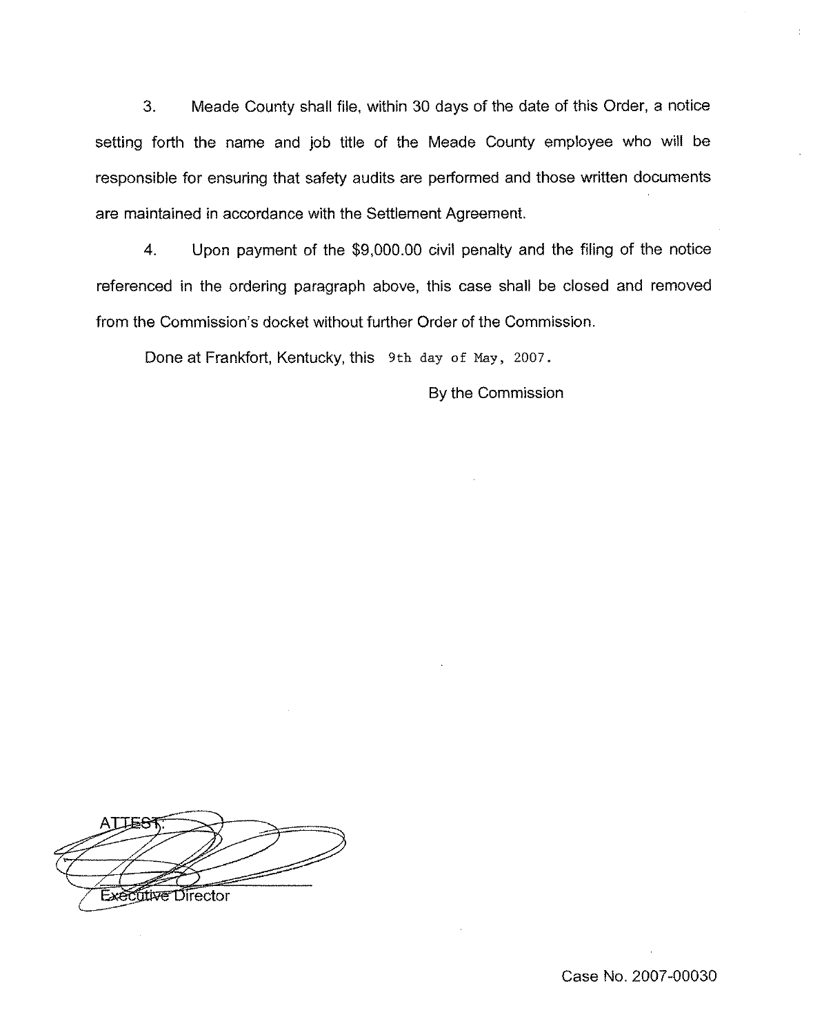3. Meade County shall file, within 30 days of the date of this Order, a notice setting forth the name and job title of the Meade County employee who will be responsible for ensuring that safety audits are performed and those written documents are maintained in accordance with the Settlement Agreement.

4. Upon payment of the $9,000.00 civil penalty and the filing of the notice referenced in the ordering paragraph above, this case shall be closed and removed from the Commission's docket without further Order of the Commission.

Done at Frankfort, Kentucky, this 9th day of May, 2007.

By the Commission

ATTEST:

Executive Director

Case No. 2007-00030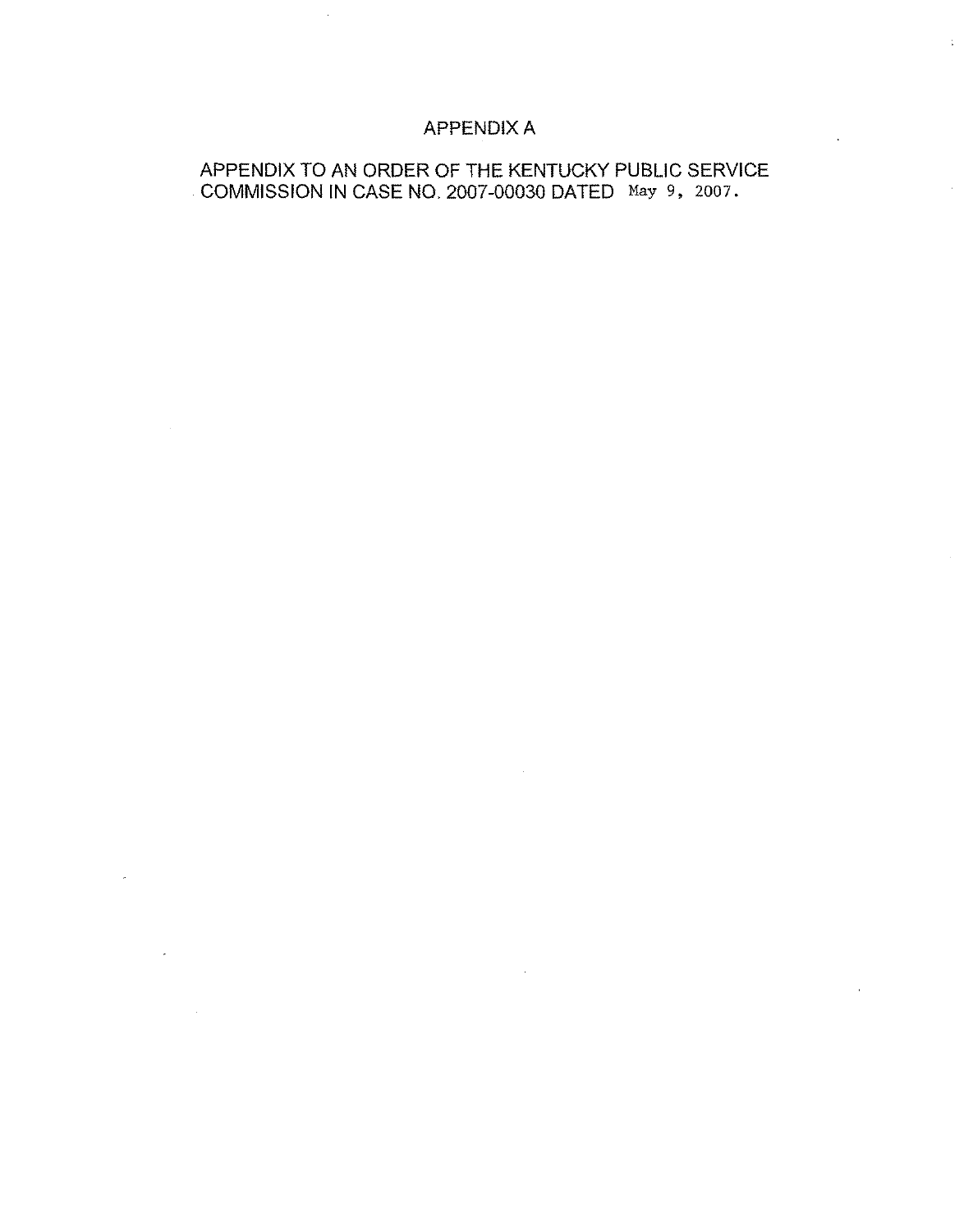# APPENDIX A

APPENDIX TO AN ORDER OF THE KENTUCKY PUBLIC SERVICE COMMISSION IN CASE NO. 2007-00030 DATED May 9, 2007.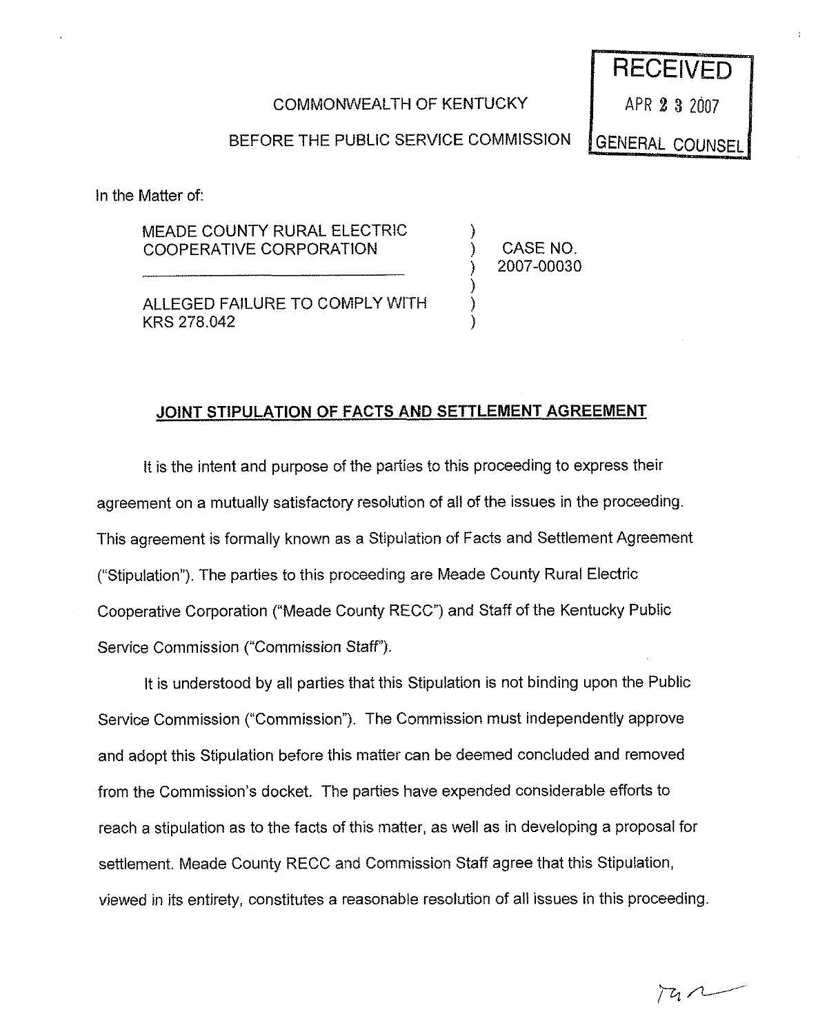RECEIVED

APR 23 2007

GENERAL COUNSEL

COMMONWEALTH OF KENTUCKY

BEFORE THE PUBLIC SERVICE COMMISSION

In the Matter of:

MEADE COUNTY RURAL ELECTRIC COOPERATIVE CORPORATION ) CASE NO. 2007-00030

ALLEGED FAILURE TO COMPLY WITH KRS 278.042

## JOINT STIPULATION OF FACTS AND SETTLEMENT AGREEMENT

It is the intent and purpose of the parties to this proceeding to express their agreement on a mutually satisfactory resolution of all of the issues in the proceeding. This agreement is formally known as a Stipulation of Facts and Settlement Agreement ("Stipulation"). The parties to this proceeding are Meade County Rural Electric Cooperative Corporation ("Meade County RECC") and Staff of the Kentucky Public Service Commission ("Commission Staff").

It is understood by all parties that this Stipulation is not binding upon the Public Service Commission ("Commission"). The Commission must independently approve and adopt this Stipulation before this matter can be deemed concluded and removed from the Commission's docket. The parties have expended considerable efforts to reach a stipulation as to the facts of this matter, as well as in developing a proposal for settlement. Meade County RECC and Commission Staff agree that this Stipulation, viewed in its entirety, constitutes a reasonable resolution of all issues in this proceeding.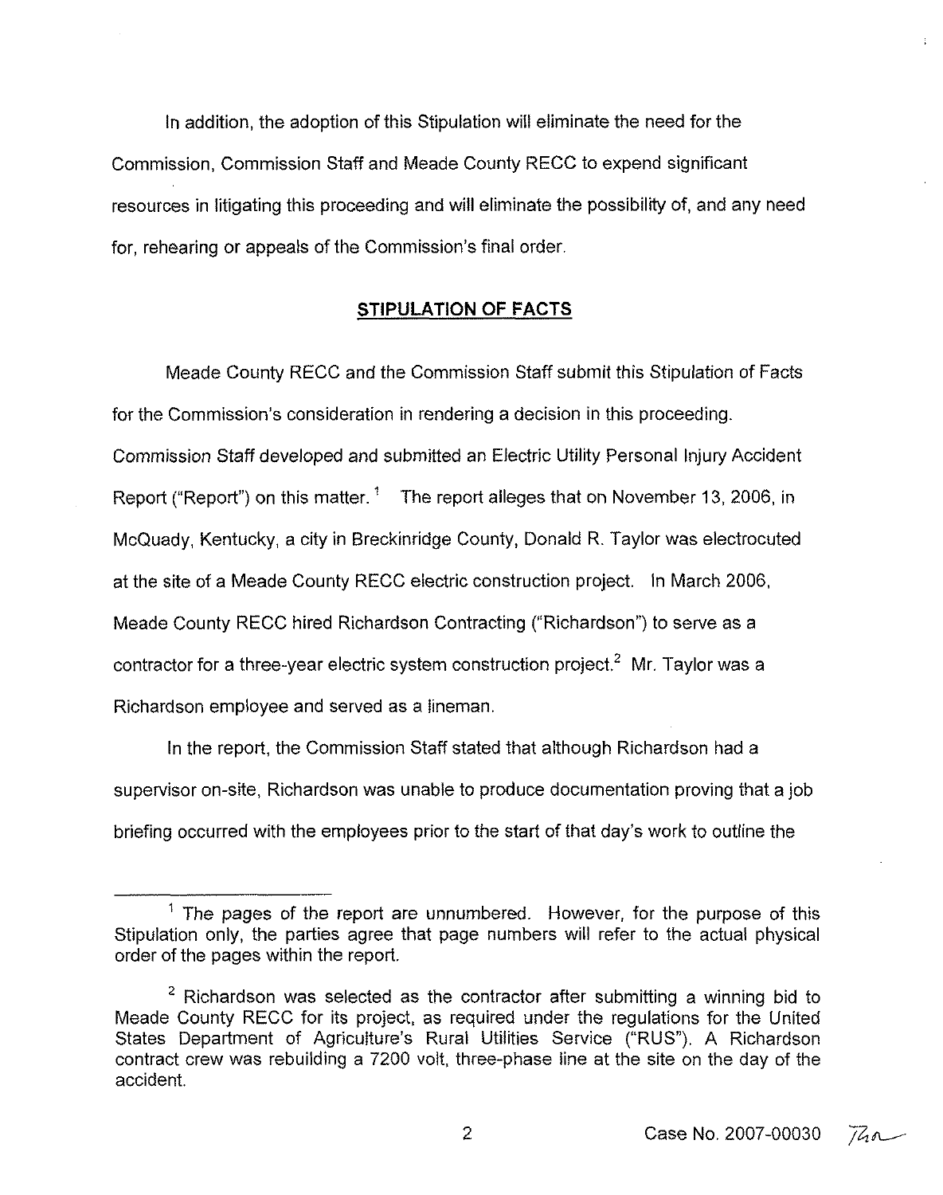In addition, the adoption of this Stipulation will eliminate the need for the Commission, Commission Staff and Meade County RECC to expend significant resources in litigating this proceeding and will eliminate the possibility of, and any need for, rehearing or appeals of the Commission's final order.

## STIPULATION OF FACTS

Meade County RECC and the Commission Staff submit this Stipulation of Facts for the Commission's consideration in rendering a decision in this proceeding. Commission Staff developed and submitted an Electric Utility Personal Injury Accident Report ("Report") on this matter.[1] The report alleges that on November 13, 2006, in McQuady, Kentucky, a city in Breckinridge County, Donald R. Taylor was electrocuted at the site of a Meade County RECC electric construction project. In March 2006, Meade County RECC hired Richardson Contracting ("Richardson") to serve as a contractor for a three-year electric system construction project.[2] Mr. Taylor was a Richardson employee and served as a lineman.

In the report, the Commission Staff stated that although Richardson had a supervisor on-site, Richardson was unable to produce documentation proving that a job briefing occurred with the employees prior to the start of that day's work to outline the

---

[1] The pages of the report are unnumbered. However, for the purpose of this Stipulation only, the parties agree that page numbers will refer to the actual physical order of the pages within the report.

[2] Richardson was selected as the contractor after submitting a winning bid to Meade County RECC for its project, as required under the regulations for the United States Department of Agriculture's Rural Utilities Service ("RUS"). A Richardson contract crew was rebuilding a 7200 volt, three-phase line at the site on the day of the accident.

Case No. 2007-00030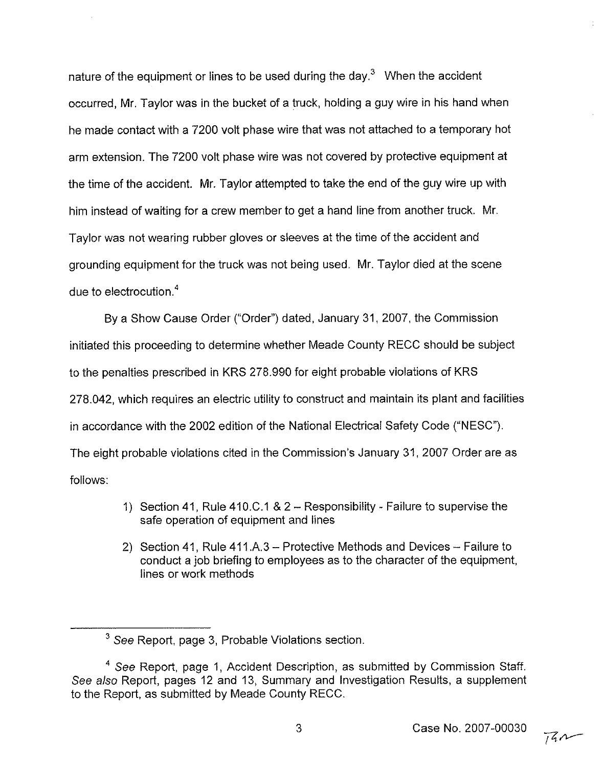nature of the equipment or lines to be used during the day.[3] When the accident occurred, Mr. Taylor was in the bucket of a truck, holding a guy wire in his hand when he made contact with a 7200 volt phase wire that was not attached to a temporary hot arm extension. The 7200 volt phase wire was not covered by protective equipment at the time of the accident. Mr. Taylor attempted to take the end of the guy wire up with him instead of waiting for a crew member to get a hand line from another truck. Mr. Taylor was not wearing rubber gloves or sleeves at the time of the accident and grounding equipment for the truck was not being used. Mr. Taylor died at the scene due to electrocution.[4]

By a Show Cause Order ("Order") dated, January 31, 2007, the Commission initiated this proceeding to determine whether Meade County RECC should be subject to the penalties prescribed in KRS 278.990 for eight probable violations of KRS 278.042, which requires an electric utility to construct and maintain its plant and facilities in accordance with the 2002 edition of the National Electrical Safety Code ("NESC"). The eight probable violations cited in the Commission's January 31, 2007 Order are as follows:

1) Section 41, Rule 410.C.1 & 2 – Responsibility - Failure to supervise the safe operation of equipment and lines

2) Section 41, Rule 411.A.3 – Protective Methods and Devices – Failure to conduct a job briefing to employees as to the character of the equipment, lines or work methods

---

[3] *See* Report, page 3, Probable Violations section.

[4] *See* Report, page 1, Accident Description, as submitted by Commission Staff. *See also* Report, pages 12 and 13, Summary and Investigation Results, a supplement to the Report, as submitted by Meade County RECC.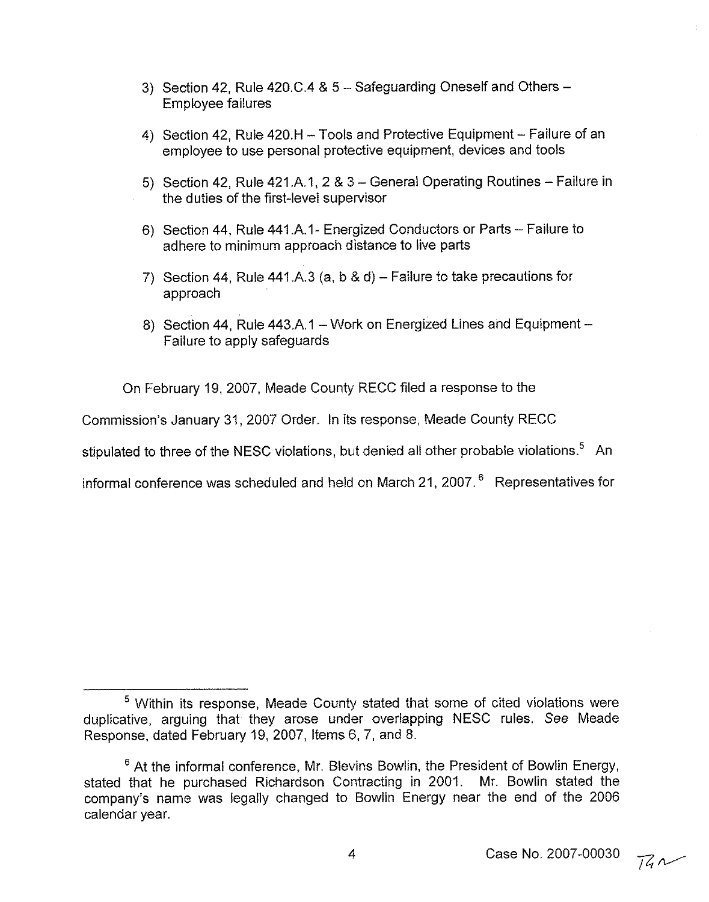3) Section 42, Rule 420.C.4 & 5 – Safeguarding Oneself and Others – Employee failures

4) Section 42, Rule 420.H – Tools and Protective Equipment – Failure of an employee to use personal protective equipment, devices and tools

5) Section 42, Rule 421.A.1, 2 & 3 – General Operating Routines – Failure in the duties of the first-level supervisor

6) Section 44, Rule 441.A.1- Energized Conductors or Parts – Failure to adhere to minimum approach distance to live parts

7) Section 44, Rule 441.A.3 (a, b & d) – Failure to take precautions for approach

8) Section 44, Rule 443.A.1 – Work on Energized Lines and Equipment – Failure to apply safeguards

On February 19, 2007, Meade County RECC filed a response to the Commission's January 31, 2007 Order. In its response, Meade County RECC stipulated to three of the NESC violations, but denied all other probable violations.[5] An informal conference was scheduled and held on March 21, 2007.[6] Representatives for

---

[5] Within its response, Meade County stated that some of cited violations were duplicative, arguing that they arose under overlapping NESC rules. *See* Meade Response, dated February 19, 2007, Items 6, 7, and 8.

[6] At the informal conference, Mr. Blevins Bowlin, the President of Bowlin Energy, stated that he purchased Richardson Contracting in 2001. Mr. Bowlin stated the company's name was legally changed to Bowlin Energy near the end of the 2006 calendar year.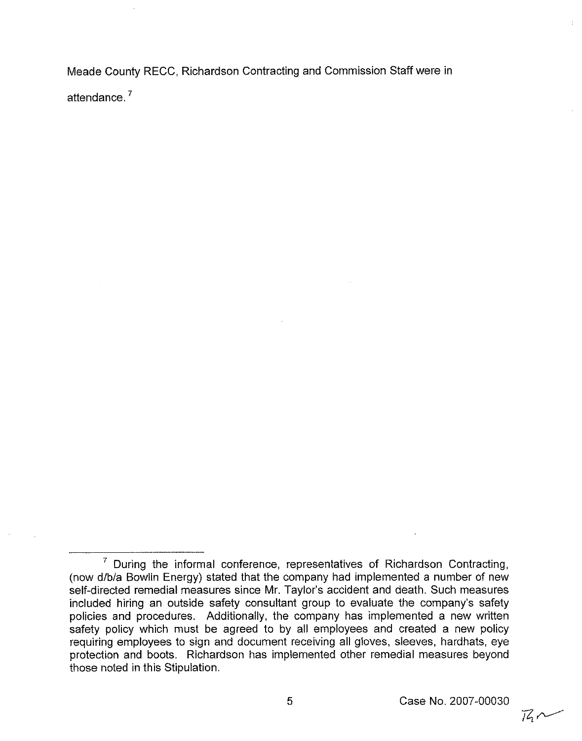Meade County RECC, Richardson Contracting and Commission Staff were in attendance.[7]

---

[7] During the informal conference, representatives of Richardson Contracting, (now d/b/a Bowlin Energy) stated that the company had implemented a number of new self-directed remedial measures since Mr. Taylor's accident and death. Such measures included hiring an outside safety consultant group to evaluate the company's safety policies and procedures. Additionally, the company has implemented a new written safety policy which must be agreed to by all employees and created a new policy requiring employees to sign and document receiving all gloves, sleeves, hardhats, eye protection and boots. Richardson has implemented other remedial measures beyond those noted in this Stipulation.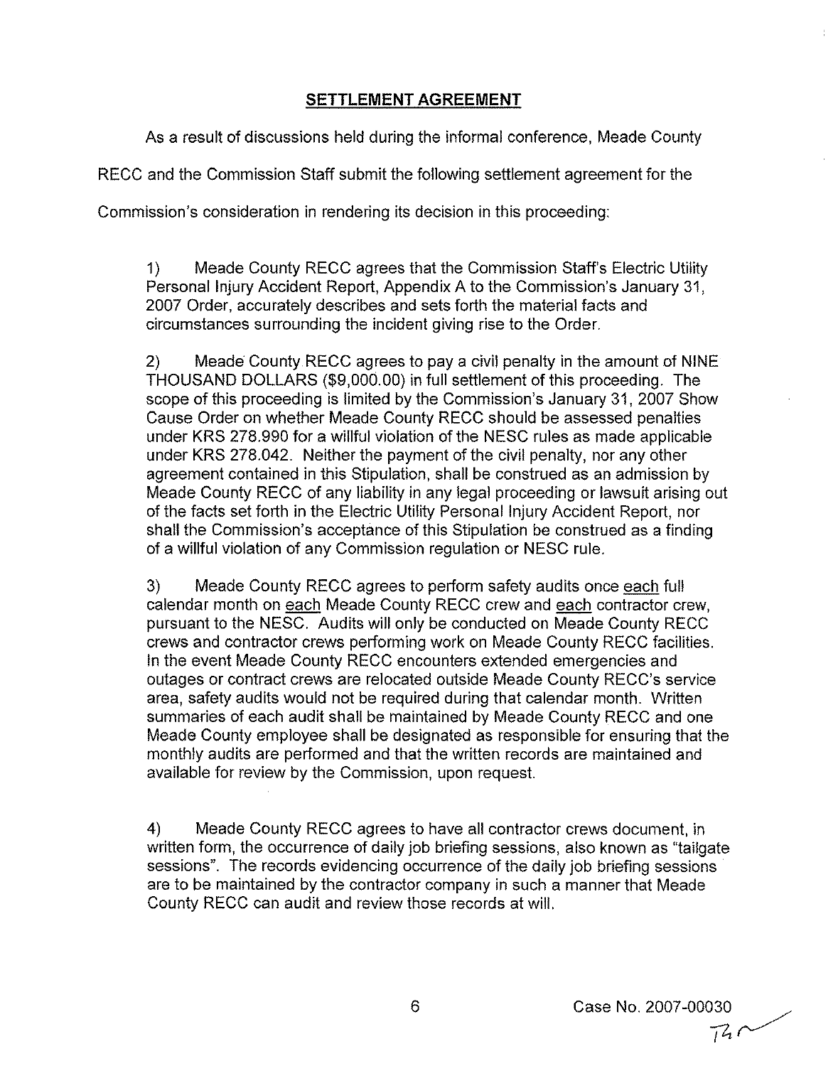## SETTLEMENT AGREEMENT

As a result of discussions held during the informal conference, Meade County RECC and the Commission Staff submit the following settlement agreement for the Commission's consideration in rendering its decision in this proceeding:

1) Meade County RECC agrees that the Commission Staff's Electric Utility Personal Injury Accident Report, Appendix A to the Commission's January 31, 2007 Order, accurately describes and sets forth the material facts and circumstances surrounding the incident giving rise to the Order.

2) Meade County RECC agrees to pay a civil penalty in the amount of NINE THOUSAND DOLLARS ($9,000.00) in full settlement of this proceeding. The scope of this proceeding is limited by the Commission's January 31, 2007 Show Cause Order on whether Meade County RECC should be assessed penalties under KRS 278.990 for a willful violation of the NESC rules as made applicable under KRS 278.042. Neither the payment of the civil penalty, nor any other agreement contained in this Stipulation, shall be construed as an admission by Meade County RECC of any liability in any legal proceeding or lawsuit arising out of the facts set forth in the Electric Utility Personal Injury Accident Report, nor shall the Commission's acceptance of this Stipulation be construed as a finding of a willful violation of any Commission regulation or NESC rule.

3) Meade County RECC agrees to perform safety audits once <u>each</u> full calendar month on <u>each</u> Meade County RECC crew and <u>each</u> contractor crew, pursuant to the NESC. Audits will only be conducted on Meade County RECC crews and contractor crews performing work on Meade County RECC facilities. In the event Meade County RECC encounters extended emergencies and outages or contract crews are relocated outside Meade County RECC's service area, safety audits would not be required during that calendar month. Written summaries of each audit shall be maintained by Meade County RECC and one Meade County employee shall be designated as responsible for ensuring that the monthly audits are performed and that the written records are maintained and available for review by the Commission, upon request.

4) Meade County RECC agrees to have all contractor crews document, in written form, the occurrence of daily job briefing sessions, also known as "tailgate sessions". The records evidencing occurrence of the daily job briefing sessions are to be maintained by the contractor company in such a manner that Meade County RECC can audit and review those records at will.

Case No. 2007-00030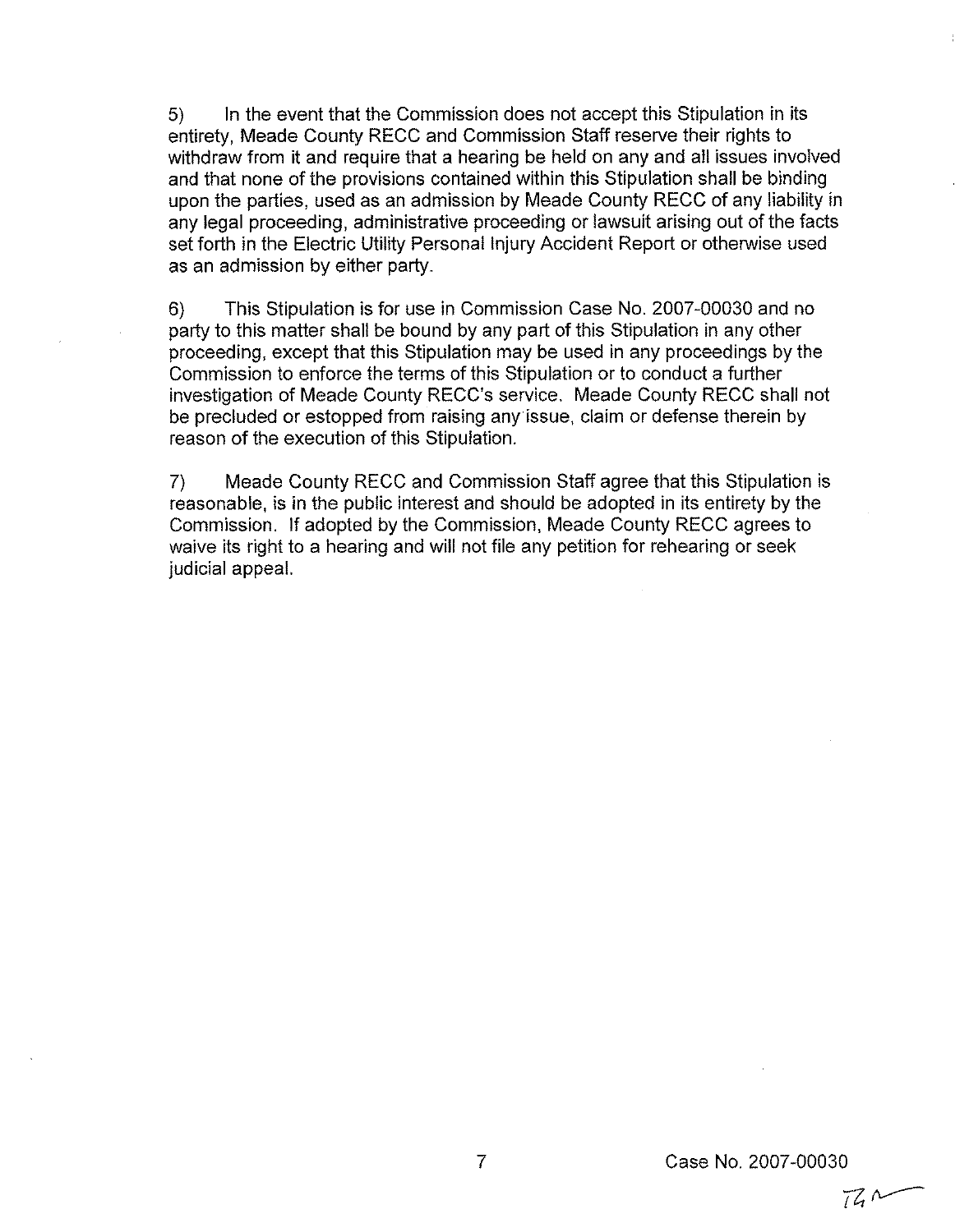5) In the event that the Commission does not accept this Stipulation in its entirety, Meade County RECC and Commission Staff reserve their rights to withdraw from it and require that a hearing be held on any and all issues involved and that none of the provisions contained within this Stipulation shall be binding upon the parties, used as an admission by Meade County RECC of any liability in any legal proceeding, administrative proceeding or lawsuit arising out of the facts set forth in the Electric Utility Personal Injury Accident Report or otherwise used as an admission by either party.

6) This Stipulation is for use in Commission Case No. 2007-00030 and no party to this matter shall be bound by any part of this Stipulation in any other proceeding, except that this Stipulation may be used in any proceedings by the Commission to enforce the terms of this Stipulation or to conduct a further investigation of Meade County RECC's service. Meade County RECC shall not be precluded or estopped from raising any issue, claim or defense therein by reason of the execution of this Stipulation.

7) Meade County RECC and Commission Staff agree that this Stipulation is reasonable, is in the public interest and should be adopted in its entirety by the Commission. If adopted by the Commission, Meade County RECC agrees to waive its right to a hearing and will not file any petition for rehearing or seek judicial appeal.

Case No. 2007-00030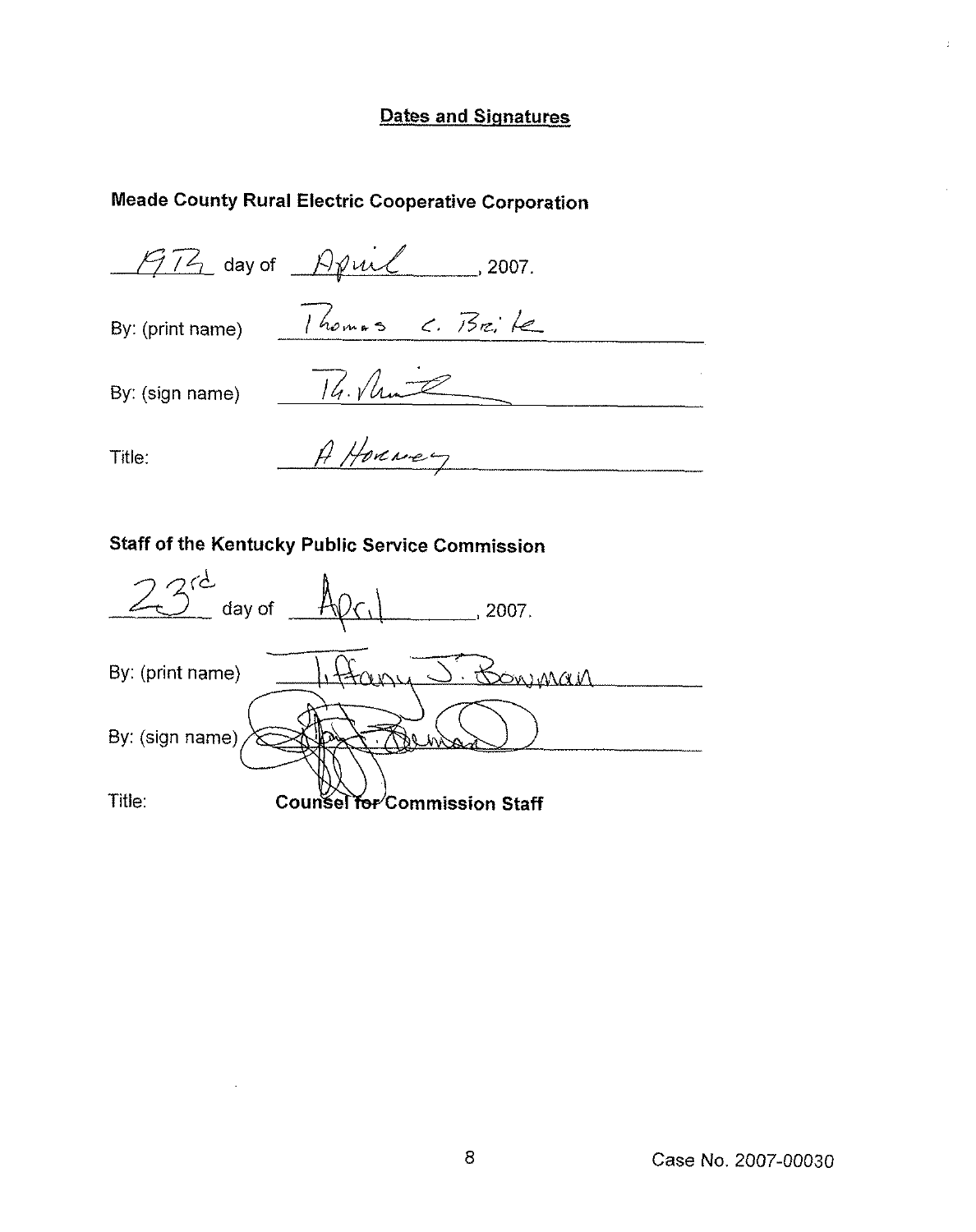## Dates and Signatures

**Meade County Rural Electric Cooperative Corporation**

19Th day of April, 2007.

By: (print name) Thomas C. Brite

By: (sign name) Th. Brite

Title: Attorney

**Staff of the Kentucky Public Service Commission**

23rd day of April, 2007.

By: (print name) Tiffany J. Bowman

By: (sign name) Tiffany J. Bowman

Title: **Counsel for Commission Staff**

Case No. 2007-00030